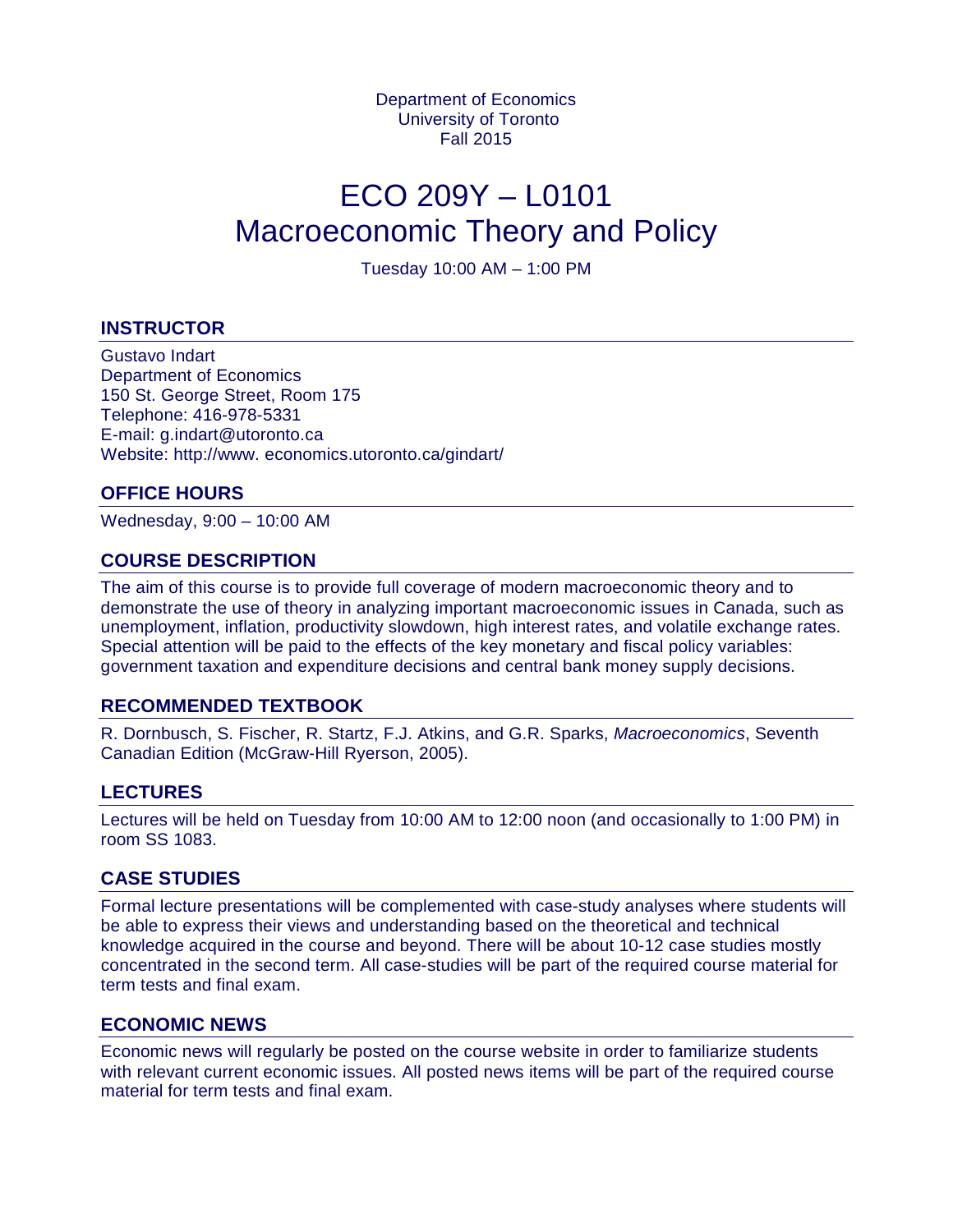Department of Economics
University of Toronto
Fall 2015

# ECO 209Y – L0101
# Macroeconomic Theory and Policy

Tuesday 10:00 AM – 1:00 PM

## INSTRUCTOR

Gustavo Indart
Department of Economics
150 St. George Street, Room 175
Telephone: 416-978-5331
E-mail: g.indart@utoronto.ca
Website: http://www. economics.utoronto.ca/gindart/

## OFFICE HOURS

Wednesday, 9:00 – 10:00 AM

## COURSE DESCRIPTION

The aim of this course is to provide full coverage of modern macroeconomic theory and to demonstrate the use of theory in analyzing important macroeconomic issues in Canada, such as unemployment, inflation, productivity slowdown, high interest rates, and volatile exchange rates. Special attention will be paid to the effects of the key monetary and fiscal policy variables: government taxation and expenditure decisions and central bank money supply decisions.

## RECOMMENDED TEXTBOOK

R. Dornbusch, S. Fischer, R. Startz, F.J. Atkins, and G.R. Sparks, *Macroeconomics*, Seventh Canadian Edition (McGraw-Hill Ryerson, 2005).

## LECTURES

Lectures will be held on Tuesday from 10:00 AM to 12:00 noon (and occasionally to 1:00 PM) in room SS 1083.

## CASE STUDIES

Formal lecture presentations will be complemented with case-study analyses where students will be able to express their views and understanding based on the theoretical and technical knowledge acquired in the course and beyond. There will be about 10-12 case studies mostly concentrated in the second term. All case-studies will be part of the required course material for term tests and final exam.

## ECONOMIC NEWS

Economic news will regularly be posted on the course website in order to familiarize students with relevant current economic issues. All posted news items will be part of the required course material for term tests and final exam.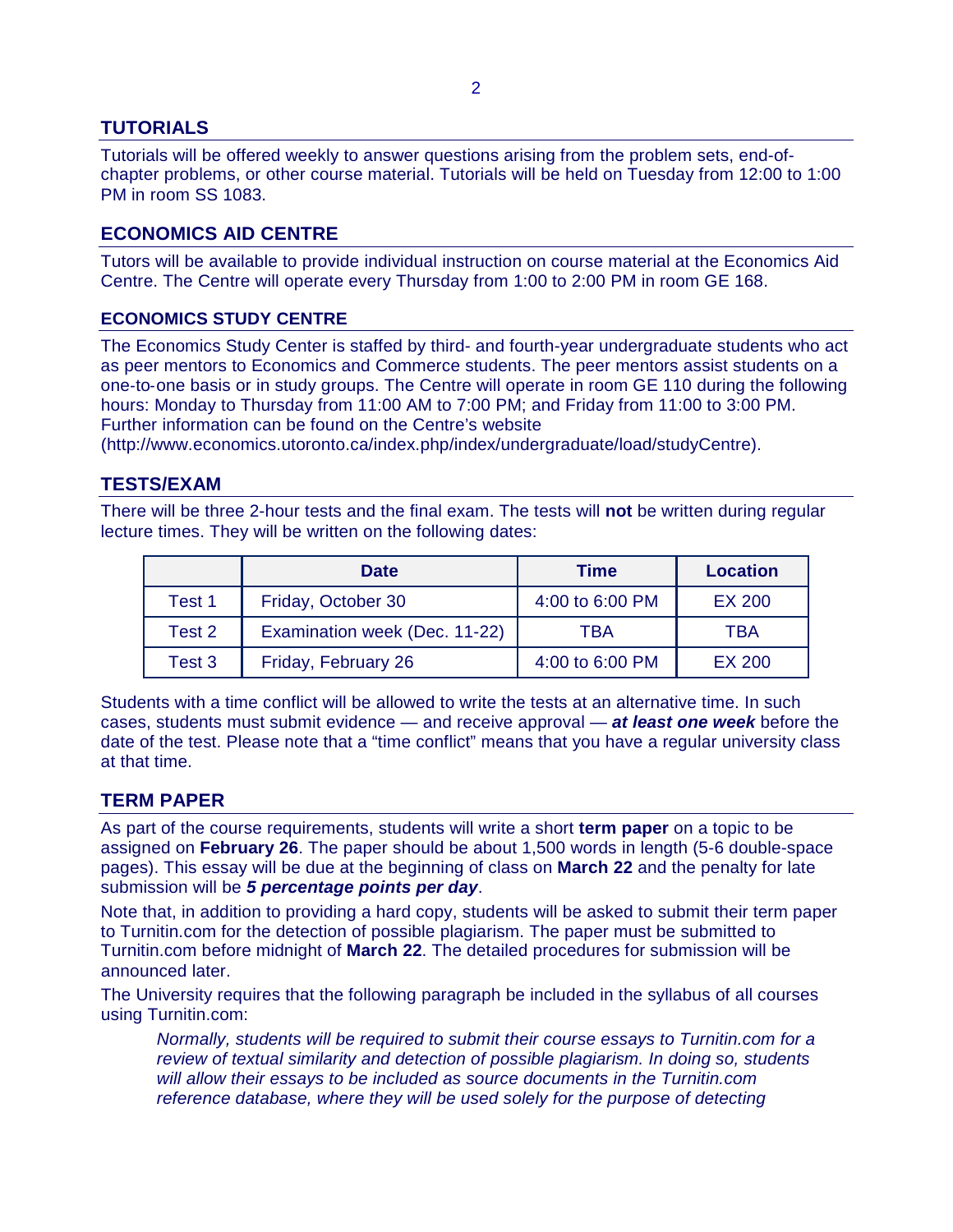## TUTORIALS

Tutorials will be offered weekly to answer questions arising from the problem sets, end-of-chapter problems, or other course material. Tutorials will be held on Tuesday from 12:00 to 1:00 PM in room SS 1083.

## ECONOMICS AID CENTRE

Tutors will be available to provide individual instruction on course material at the Economics Aid Centre. The Centre will operate every Thursday from 1:00 to 2:00 PM in room GE 168.

### ECONOMICS STUDY CENTRE

The Economics Study Center is staffed by third- and fourth-year undergraduate students who act as peer mentors to Economics and Commerce students. The peer mentors assist students on a one-to-one basis or in study groups. The Centre will operate in room GE 110 during the following hours: Monday to Thursday from 11:00 AM to 7:00 PM; and Friday from 11:00 to 3:00 PM. Further information can be found on the Centre's website (http://www.economics.utoronto.ca/index.php/index/undergraduate/load/studyCentre).

## TESTS/EXAM

There will be three 2-hour tests and the final exam. The tests will **not** be written during regular lecture times. They will be written on the following dates:

| | Date | Time | Location |
|---|---|---|---|
| Test 1 | Friday, October 30 | 4:00 to 6:00 PM | EX 200 |
| Test 2 | Examination week (Dec. 11-22) | TBA | TBA |
| Test 3 | Friday, February 26 | 4:00 to 6:00 PM | EX 200 |

Students with a time conflict will be allowed to write the tests at an alternative time. In such cases, students must submit evidence — and receive approval — ***at least one week*** before the date of the test. Please note that a "time conflict" means that you have a regular university class at that time.

## TERM PAPER

As part of the course requirements, students will write a short **term paper** on a topic to be assigned on **February 26**. The paper should be about 1,500 words in length (5-6 double-space pages). This essay will be due at the beginning of class on **March 22** and the penalty for late submission will be ***5 percentage points per day***.

Note that, in addition to providing a hard copy, students will be asked to submit their term paper to Turnitin.com for the detection of possible plagiarism. The paper must be submitted to Turnitin.com before midnight of **March 22**. The detailed procedures for submission will be announced later.

The University requires that the following paragraph be included in the syllabus of all courses using Turnitin.com:

> *Normally, students will be required to submit their course essays to Turnitin.com for a review of textual similarity and detection of possible plagiarism. In doing so, students will allow their essays to be included as source documents in the Turnitin.com reference database, where they will be used solely for the purpose of detecting*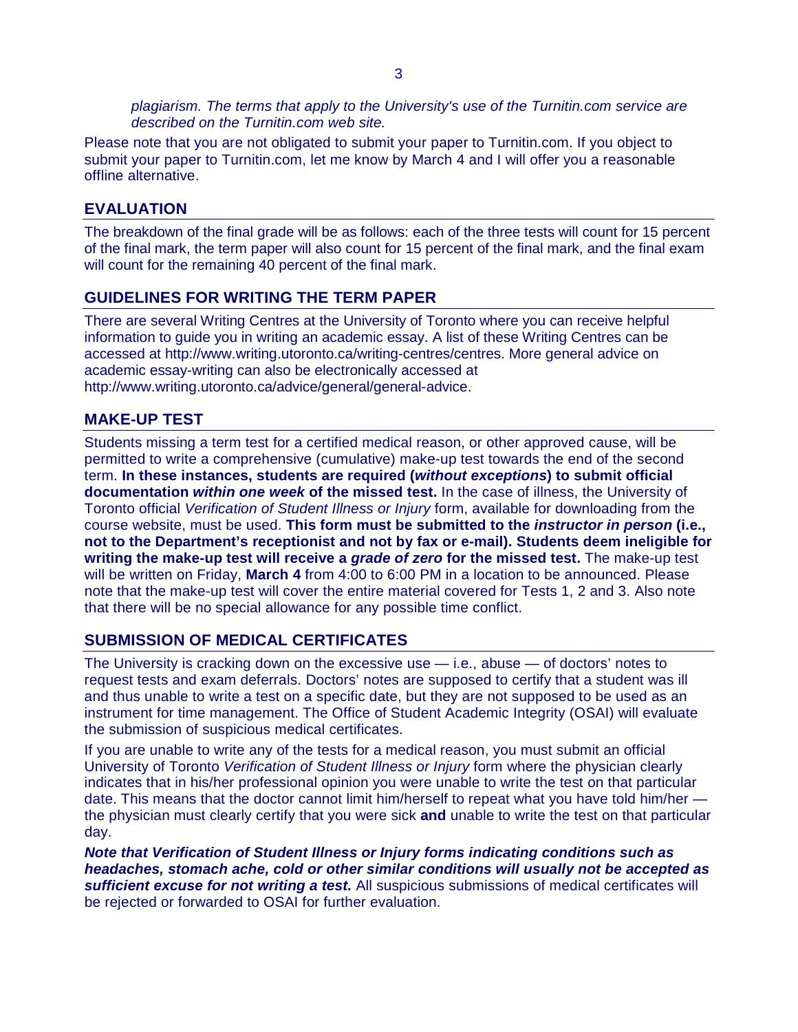*plagiarism. The terms that apply to the University's use of the Turnitin.com service are described on the Turnitin.com web site.*

Please note that you are not obligated to submit your paper to Turnitin.com. If you object to submit your paper to Turnitin.com, let me know by March 4 and I will offer you a reasonable offline alternative.

## EVALUATION

The breakdown of the final grade will be as follows: each of the three tests will count for 15 percent of the final mark, the term paper will also count for 15 percent of the final mark, and the final exam will count for the remaining 40 percent of the final mark.

## GUIDELINES FOR WRITING THE TERM PAPER

There are several Writing Centres at the University of Toronto where you can receive helpful information to guide you in writing an academic essay. A list of these Writing Centres can be accessed at http://www.writing.utoronto.ca/writing-centres/centres. More general advice on academic essay-writing can also be electronically accessed at http://www.writing.utoronto.ca/advice/general/general-advice.

## MAKE-UP TEST

Students missing a term test for a certified medical reason, or other approved cause, will be permitted to write a comprehensive (cumulative) make-up test towards the end of the second term. **In these instances, students are required (*without exceptions*) to submit official documentation *within one week* of the missed test.** In the case of illness, the University of Toronto official *Verification of Student Illness or Injury* form, available for downloading from the course website, must be used. **This form must be submitted to the *instructor in person* (i.e., not to the Department's receptionist and not by fax or e-mail). Students deem ineligible for writing the make-up test will receive a *grade of zero* for the missed test.** The make-up test will be written on Friday, **March 4** from 4:00 to 6:00 PM in a location to be announced. Please note that the make-up test will cover the entire material covered for Tests 1, 2 and 3. Also note that there will be no special allowance for any possible time conflict.

## SUBMISSION OF MEDICAL CERTIFICATES

The University is cracking down on the excessive use — i.e., abuse — of doctors' notes to request tests and exam deferrals. Doctors' notes are supposed to certify that a student was ill and thus unable to write a test on a specific date, but they are not supposed to be used as an instrument for time management. The Office of Student Academic Integrity (OSAI) will evaluate the submission of suspicious medical certificates.

If you are unable to write any of the tests for a medical reason, you must submit an official University of Toronto *Verification of Student Illness or Injury* form where the physician clearly indicates that in his/her professional opinion you were unable to write the test on that particular date. This means that the doctor cannot limit him/herself to repeat what you have told him/her — the physician must clearly certify that you were sick **and** unable to write the test on that particular day.

***Note that Verification of Student Illness or Injury forms indicating conditions such as headaches, stomach ache, cold or other similar conditions will usually not be accepted as sufficient excuse for not writing a test.*** All suspicious submissions of medical certificates will be rejected or forwarded to OSAI for further evaluation.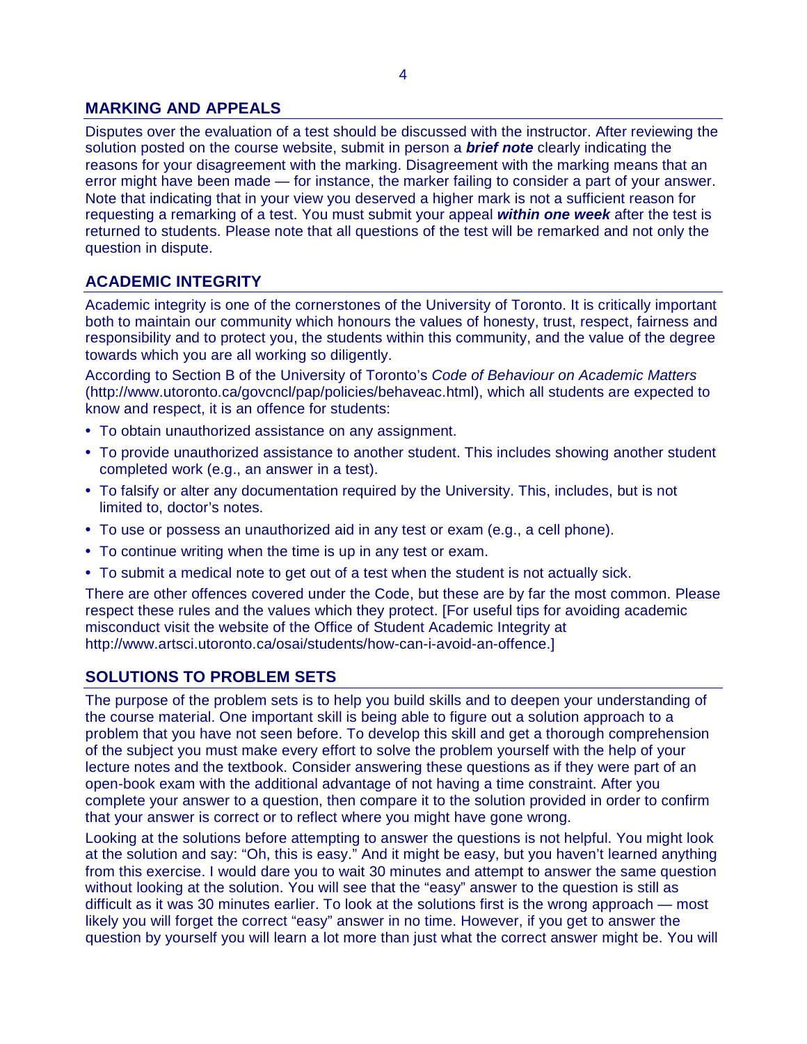## MARKING AND APPEALS

Disputes over the evaluation of a test should be discussed with the instructor. After reviewing the solution posted on the course website, submit in person a ***brief note*** clearly indicating the reasons for your disagreement with the marking. Disagreement with the marking means that an error might have been made — for instance, the marker failing to consider a part of your answer. Note that indicating that in your view you deserved a higher mark is not a sufficient reason for requesting a remarking of a test. You must submit your appeal ***within one week*** after the test is returned to students. Please note that all questions of the test will be remarked and not only the question in dispute.

## ACADEMIC INTEGRITY

Academic integrity is one of the cornerstones of the University of Toronto. It is critically important both to maintain our community which honours the values of honesty, trust, respect, fairness and responsibility and to protect you, the students within this community, and the value of the degree towards which you are all working so diligently.

According to Section B of the University of Toronto's *Code of Behaviour on Academic Matters* (http://www.utoronto.ca/govcncl/pap/policies/behaveac.html), which all students are expected to know and respect, it is an offence for students:

- To obtain unauthorized assistance on any assignment.
- To provide unauthorized assistance to another student. This includes showing another student completed work (e.g., an answer in a test).
- To falsify or alter any documentation required by the University. This, includes, but is not limited to, doctor's notes.
- To use or possess an unauthorized aid in any test or exam (e.g., a cell phone).
- To continue writing when the time is up in any test or exam.
- To submit a medical note to get out of a test when the student is not actually sick.

There are other offences covered under the Code, but these are by far the most common. Please respect these rules and the values which they protect. [For useful tips for avoiding academic misconduct visit the website of the Office of Student Academic Integrity at http://www.artsci.utoronto.ca/osai/students/how-can-i-avoid-an-offence.]

## SOLUTIONS TO PROBLEM SETS

The purpose of the problem sets is to help you build skills and to deepen your understanding of the course material. One important skill is being able to figure out a solution approach to a problem that you have not seen before. To develop this skill and get a thorough comprehension of the subject you must make every effort to solve the problem yourself with the help of your lecture notes and the textbook. Consider answering these questions as if they were part of an open-book exam with the additional advantage of not having a time constraint. After you complete your answer to a question, then compare it to the solution provided in order to confirm that your answer is correct or to reflect where you might have gone wrong.

Looking at the solutions before attempting to answer the questions is not helpful. You might look at the solution and say: "Oh, this is easy." And it might be easy, but you haven't learned anything from this exercise. I would dare you to wait 30 minutes and attempt to answer the same question without looking at the solution. You will see that the "easy" answer to the question is still as difficult as it was 30 minutes earlier. To look at the solutions first is the wrong approach — most likely you will forget the correct "easy" answer in no time. However, if you get to answer the question by yourself you will learn a lot more than just what the correct answer might be. You will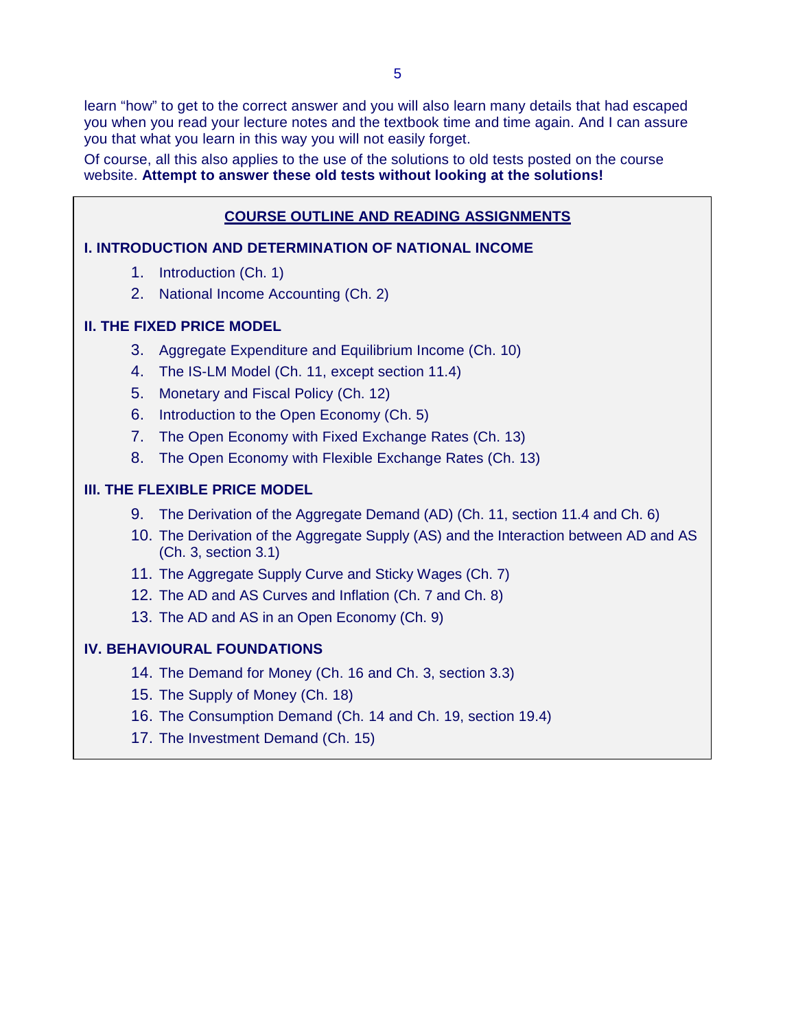learn "how" to get to the correct answer and you will also learn many details that had escaped you when you read your lecture notes and the textbook time and time again. And I can assure you that what you learn in this way you will not easily forget.

Of course, all this also applies to the use of the solutions to old tests posted on the course website. **Attempt to answer these old tests without looking at the solutions!**

## COURSE OUTLINE AND READING ASSIGNMENTS

### I. INTRODUCTION AND DETERMINATION OF NATIONAL INCOME

1. Introduction (Ch. 1)
2. National Income Accounting (Ch. 2)

### II. THE FIXED PRICE MODEL

3. Aggregate Expenditure and Equilibrium Income (Ch. 10)
4. The IS-LM Model (Ch. 11, except section 11.4)
5. Monetary and Fiscal Policy (Ch. 12)
6. Introduction to the Open Economy (Ch. 5)
7. The Open Economy with Fixed Exchange Rates (Ch. 13)
8. The Open Economy with Flexible Exchange Rates (Ch. 13)

### III. THE FLEXIBLE PRICE MODEL

9. The Derivation of the Aggregate Demand (AD) (Ch. 11, section 11.4 and Ch. 6)
10. The Derivation of the Aggregate Supply (AS) and the Interaction between AD and AS (Ch. 3, section 3.1)
11. The Aggregate Supply Curve and Sticky Wages (Ch. 7)
12. The AD and AS Curves and Inflation (Ch. 7 and Ch. 8)
13. The AD and AS in an Open Economy (Ch. 9)

### IV. BEHAVIOURAL FOUNDATIONS

14. The Demand for Money (Ch. 16 and Ch. 3, section 3.3)
15. The Supply of Money (Ch. 18)
16. The Consumption Demand (Ch. 14 and Ch. 19, section 19.4)
17. The Investment Demand (Ch. 15)